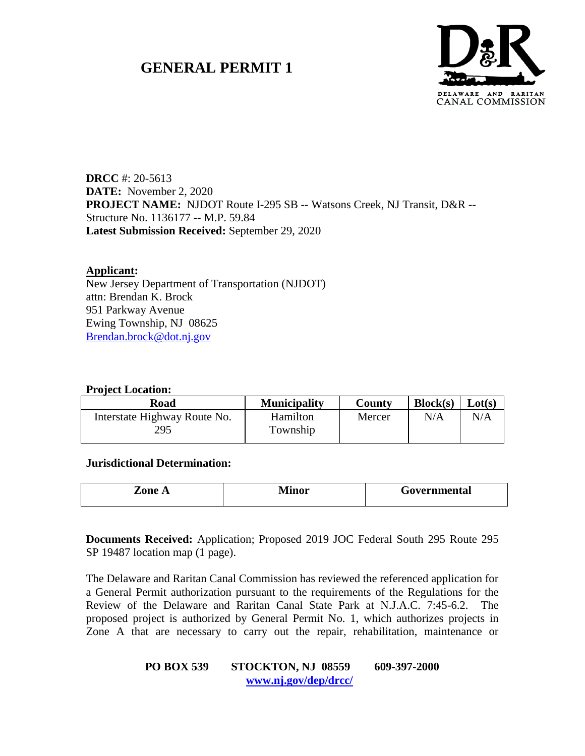# GENERAL PERMIT 1

DELAWARE AND RARITAN CANAL COMMISSION

**DRCC** #: 20-5613
**DATE:** November 2, 2020
**PROJECT NAME:** NJDOT Route I-295 SB -- Watsons Creek, NJ Transit, D&R -- Structure No. 1136177 -- M.P. 59.84
**Latest Submission Received:** September 29, 2020

**Applicant:**
New Jersey Department of Transportation (NJDOT)
attn: Brendan K. Brock
951 Parkway Avenue
Ewing Township, NJ 08625
Brendan.brock@dot.nj.gov

**Project Location:**

| Road | Municipality | County | Block(s) | Lot(s) |
|---|---|---|---|---|
| Interstate Highway Route No. 295 | Hamilton Township | Mercer | N/A | N/A |

**Jurisdictional Determination:**

| Zone A | Minor | Governmental |
|---|---|---|

**Documents Received:** Application; Proposed 2019 JOC Federal South 295 Route 295 SP 19487 location map (1 page).

The Delaware and Raritan Canal Commission has reviewed the referenced application for a General Permit authorization pursuant to the requirements of the Regulations for the Review of the Delaware and Raritan Canal State Park at N.J.A.C. 7:45-6.2. The proposed project is authorized by General Permit No. 1, which authorizes projects in Zone A that are necessary to carry out the repair, rehabilitation, maintenance or

**PO BOX 539 STOCKTON, NJ 08559 609-397-2000**
**www.nj.gov/dep/drcc/**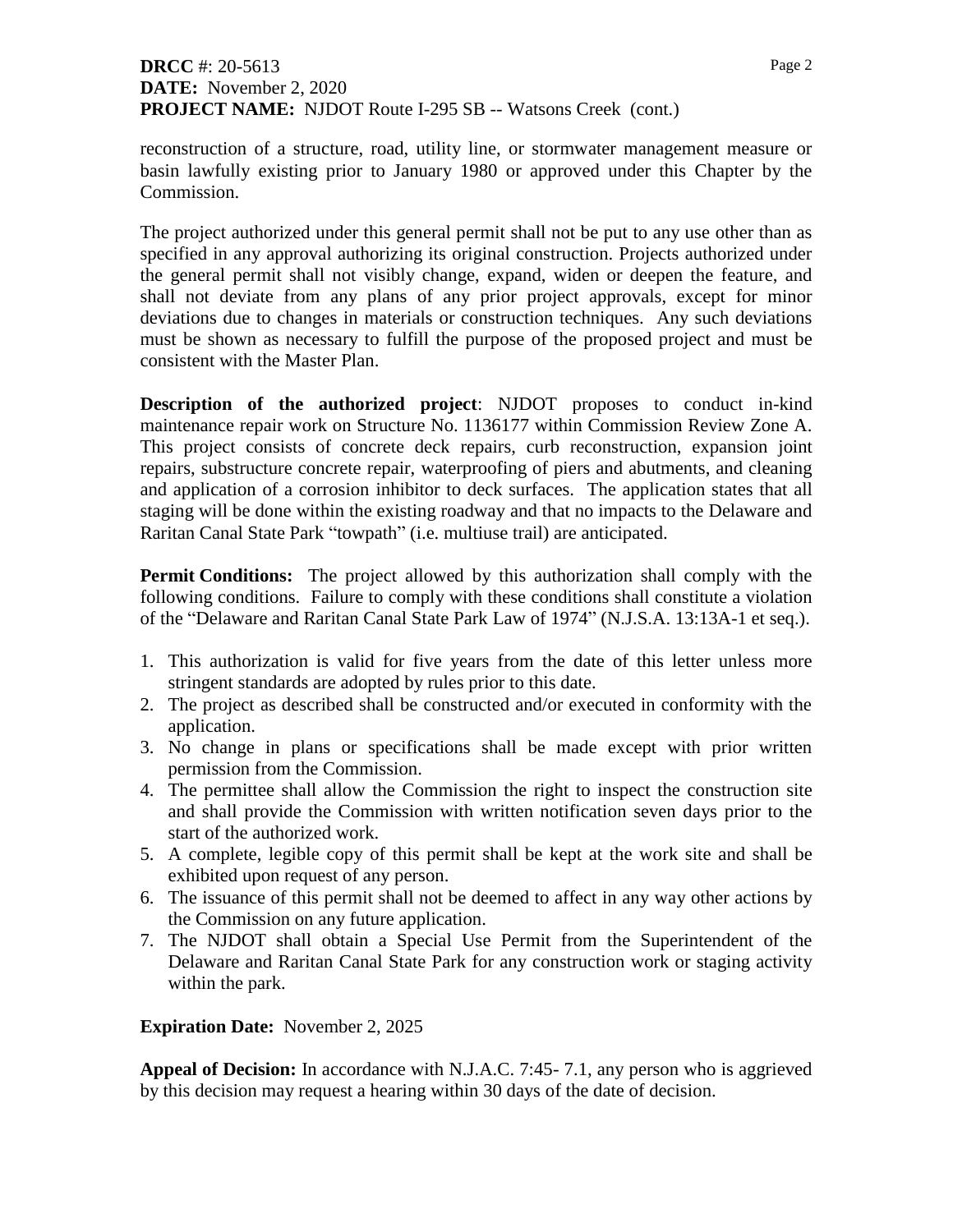reconstruction of a structure, road, utility line, or stormwater management measure or basin lawfully existing prior to January 1980 or approved under this Chapter by the Commission.

The project authorized under this general permit shall not be put to any use other than as specified in any approval authorizing its original construction. Projects authorized under the general permit shall not visibly change, expand, widen or deepen the feature, and shall not deviate from any plans of any prior project approvals, except for minor deviations due to changes in materials or construction techniques. Any such deviations must be shown as necessary to fulfill the purpose of the proposed project and must be consistent with the Master Plan.

**Description of the authorized project**: NJDOT proposes to conduct in-kind maintenance repair work on Structure No. 1136177 within Commission Review Zone A. This project consists of concrete deck repairs, curb reconstruction, expansion joint repairs, substructure concrete repair, waterproofing of piers and abutments, and cleaning and application of a corrosion inhibitor to deck surfaces. The application states that all staging will be done within the existing roadway and that no impacts to the Delaware and Raritan Canal State Park "towpath" (i.e. multiuse trail) are anticipated.

**Permit Conditions:** The project allowed by this authorization shall comply with the following conditions. Failure to comply with these conditions shall constitute a violation of the "Delaware and Raritan Canal State Park Law of 1974" (N.J.S.A. 13:13A-1 et seq.).

1. This authorization is valid for five years from the date of this letter unless more stringent standards are adopted by rules prior to this date.
2. The project as described shall be constructed and/or executed in conformity with the application.
3. No change in plans or specifications shall be made except with prior written permission from the Commission.
4. The permittee shall allow the Commission the right to inspect the construction site and shall provide the Commission with written notification seven days prior to the start of the authorized work.
5. A complete, legible copy of this permit shall be kept at the work site and shall be exhibited upon request of any person.
6. The issuance of this permit shall not be deemed to affect in any way other actions by the Commission on any future application.
7. The NJDOT shall obtain a Special Use Permit from the Superintendent of the Delaware and Raritan Canal State Park for any construction work or staging activity within the park.

**Expiration Date:** November 2, 2025

**Appeal of Decision:** In accordance with N.J.A.C. 7:45- 7.1, any person who is aggrieved by this decision may request a hearing within 30 days of the date of decision.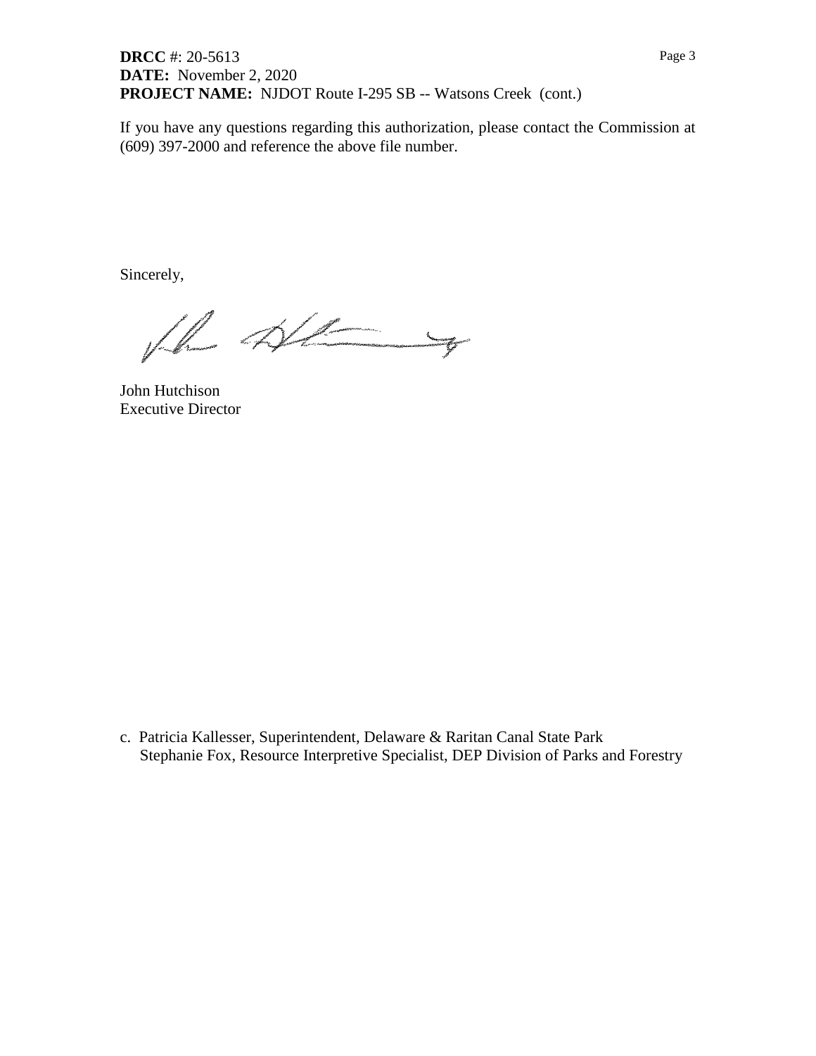**DRCC** #: 20-5613
**DATE:** November 2, 2020
**PROJECT NAME:** NJDOT Route I-295 SB -- Watsons Creek (cont.)

If you have any questions regarding this authorization, please contact the Commission at (609) 397-2000 and reference the above file number.

Sincerely,

John Hutchison
Executive Director

c. Patricia Kallesser, Superintendent, Delaware & Raritan Canal State Park
Stephanie Fox, Resource Interpretive Specialist, DEP Division of Parks and Forestry